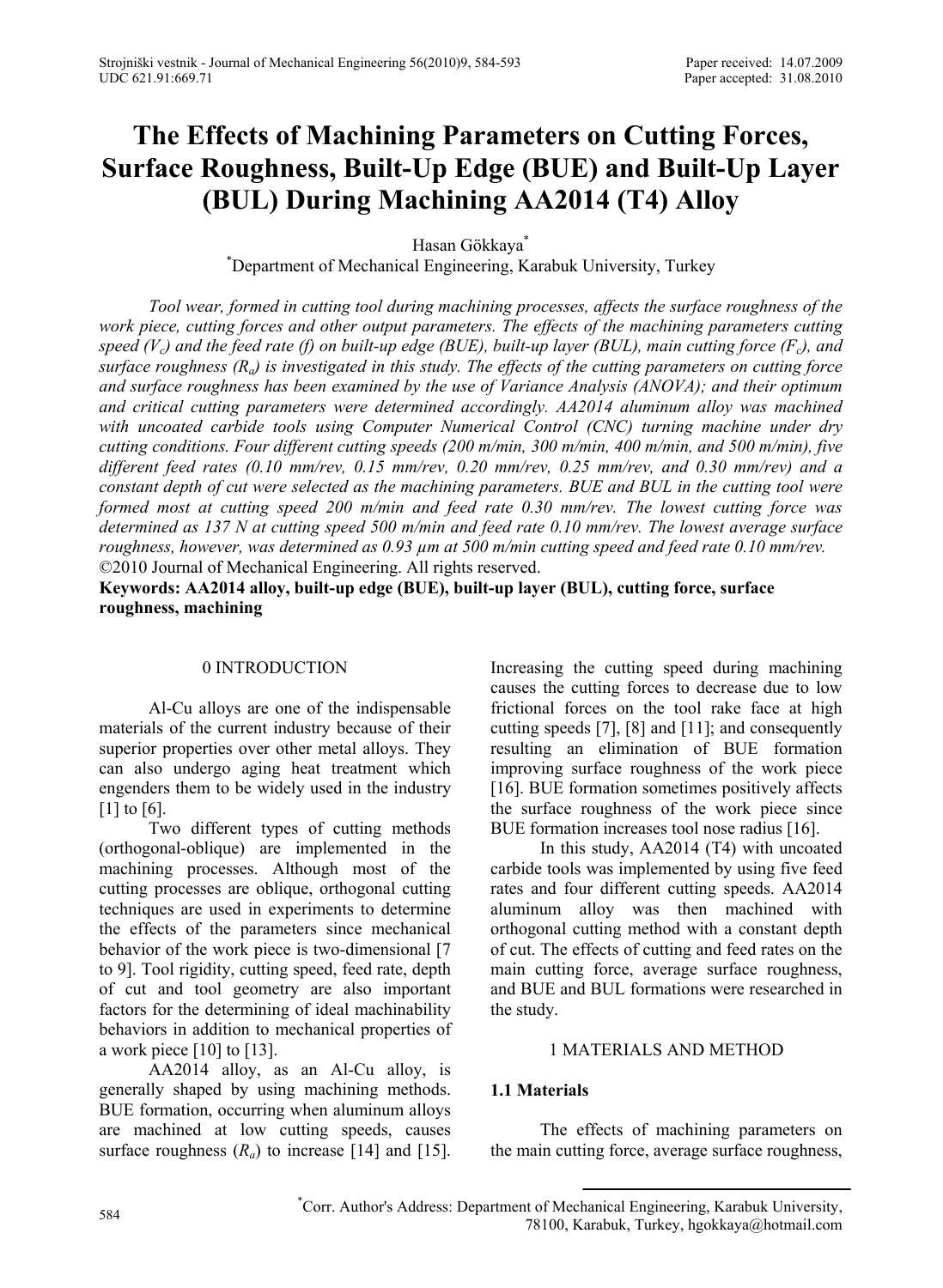# The Effects of Machining Parameters on Cutting Forces, Surface Roughness, Built-Up Edge (BUE) and Built-Up Layer (BUL) During Machining AA2014 (T4) Alloy

Hasan Gökkaya[*]

[*]Department of Mechanical Engineering, Karabuk University, Turkey

*Tool wear, formed in cutting tool during machining processes, affects the surface roughness of the work piece, cutting forces and other output parameters. The effects of the machining parameters cutting speed ($V_c$) and the feed rate (f) on built-up edge (BUE), built-up layer (BUL), main cutting force ($F_c$), and surface roughness ($R_a$) is investigated in this study. The effects of the cutting parameters on cutting force and surface roughness has been examined by the use of Variance Analysis (ANOVA); and their optimum and critical cutting parameters were determined accordingly. AA2014 aluminum alloy was machined with uncoated carbide tools using Computer Numerical Control (CNC) turning machine under dry cutting conditions. Four different cutting speeds (200 m/min, 300 m/min, 400 m/min, and 500 m/min), five different feed rates (0.10 mm/rev, 0.15 mm/rev, 0.20 mm/rev, 0.25 mm/rev, and 0.30 mm/rev) and a constant depth of cut were selected as the machining parameters. BUE and BUL in the cutting tool were formed most at cutting speed 200 m/min and feed rate 0.30 mm/rev. The lowest cutting force was determined as 137 N at cutting speed 500 m/min and feed rate 0.10 mm/rev. The lowest average surface roughness, however, was determined as 0.93 µm at 500 m/min cutting speed and feed rate 0.10 mm/rev.*

©2010 Journal of Mechanical Engineering. All rights reserved.

**Keywords: AA2014 alloy, built-up edge (BUE), built-up layer (BUL), cutting force, surface roughness, machining**

## 0 INTRODUCTION

Al-Cu alloys are one of the indispensable materials of the current industry because of their superior properties over other metal alloys. They can also undergo aging heat treatment which engenders them to be widely used in the industry [1] to [6].

Two different types of cutting methods (orthogonal-oblique) are implemented in the machining processes. Although most of the cutting processes are oblique, orthogonal cutting techniques are used in experiments to determine the effects of the parameters since mechanical behavior of the work piece is two-dimensional [7 to 9]. Tool rigidity, cutting speed, feed rate, depth of cut and tool geometry are also important factors for the determining of ideal machinability behaviors in addition to mechanical properties of a work piece [10] to [13].

AA2014 alloy, as an Al-Cu alloy, is generally shaped by using machining methods. BUE formation, occurring when aluminum alloys are machined at low cutting speeds, causes surface roughness ($R_a$) to increase [14] and [15]. Increasing the cutting speed during machining causes the cutting forces to decrease due to low frictional forces on the tool rake face at high cutting speeds [7], [8] and [11]; and consequently resulting an elimination of BUE formation improving surface roughness of the work piece [16]. BUE formation sometimes positively affects the surface roughness of the work piece since BUE formation increases tool nose radius [16].

In this study, AA2014 (T4) with uncoated carbide tools was implemented by using five feed rates and four different cutting speeds. AA2014 aluminum alloy was then machined with orthogonal cutting method with a constant depth of cut. The effects of cutting and feed rates on the main cutting force, average surface roughness, and BUE and BUL formations were researched in the study.

## 1 MATERIALS AND METHOD

### 1.1 Materials

The effects of machining parameters on the main cutting force, average surface roughness,

[*]Corr. Author's Address: Department of Mechanical Engineering, Karabuk University, 78100, Karabuk, Turkey, hgokkaya@hotmail.com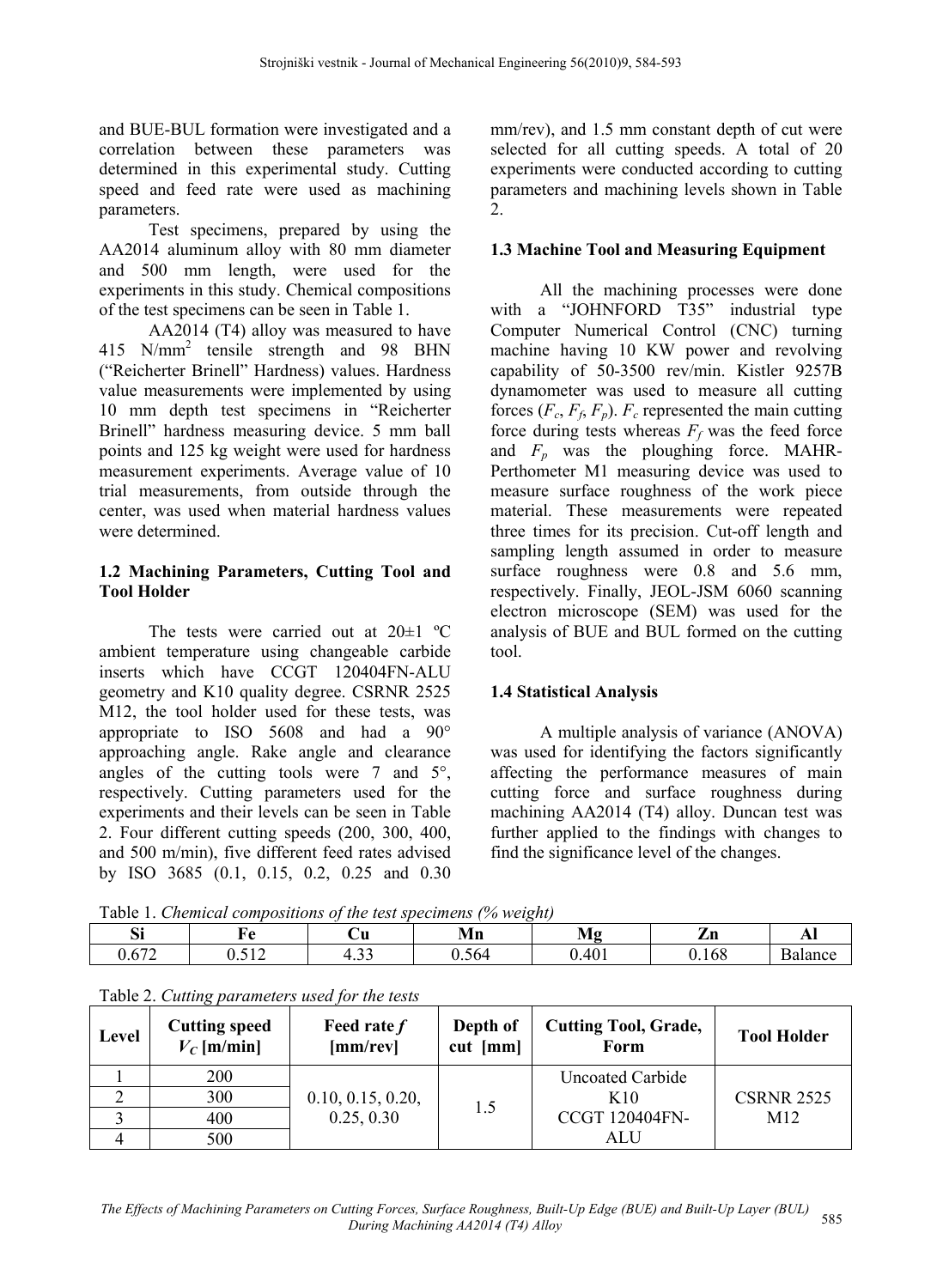and BUE-BUL formation were investigated and a correlation between these parameters was determined in this experimental study. Cutting speed and feed rate were used as machining parameters.

Test specimens, prepared by using the AA2014 aluminum alloy with 80 mm diameter and 500 mm length, were used for the experiments in this study. Chemical compositions of the test specimens can be seen in Table 1.

AA2014 (T4) alloy was measured to have 415 N/mm$^2$ tensile strength and 98 BHN ("Reicherter Brinell" Hardness) values. Hardness value measurements were implemented by using 10 mm depth test specimens in "Reicherter Brinell" hardness measuring device. 5 mm ball points and 125 kg weight were used for hardness measurement experiments. Average value of 10 trial measurements, from outside through the center, was used when material hardness values were determined.

### 1.2 Machining Parameters, Cutting Tool and Tool Holder

The tests were carried out at 20±1 ºC ambient temperature using changeable carbide inserts which have CCGT 120404FN-ALU geometry and K10 quality degree. CSRNR 2525 M12, the tool holder used for these tests, was appropriate to ISO 5608 and had a 90° approaching angle. Rake angle and clearance angles of the cutting tools were 7 and 5°, respectively. Cutting parameters used for the experiments and their levels can be seen in Table 2. Four different cutting speeds (200, 300, 400, and 500 m/min), five different feed rates advised by ISO 3685 (0.1, 0.15, 0.2, 0.25 and 0.30 mm/rev), and 1.5 mm constant depth of cut were selected for all cutting speeds. A total of 20 experiments were conducted according to cutting parameters and machining levels shown in Table 2.

### 1.3 Machine Tool and Measuring Equipment

All the machining processes were done with a "JOHNFORD T35" industrial type Computer Numerical Control (CNC) turning machine having 10 KW power and revolving capability of 50-3500 rev/min. Kistler 9257B dynamometer was used to measure all cutting forces ($F_c$, $F_f$, $F_p$). $F_c$ represented the main cutting force during tests whereas $F_f$ was the feed force and $F_p$ was the ploughing force. MAHR-Perthometer M1 measuring device was used to measure surface roughness of the work piece material. These measurements were repeated three times for its precision. Cut-off length and sampling length assumed in order to measure surface roughness were 0.8 and 5.6 mm, respectively. Finally, JEOL-JSM 6060 scanning electron microscope (SEM) was used for the analysis of BUE and BUL formed on the cutting tool.

### 1.4 Statistical Analysis

A multiple analysis of variance (ANOVA) was used for identifying the factors significantly affecting the performance measures of main cutting force and surface roughness during machining AA2014 (T4) alloy. Duncan test was further applied to the findings with changes to find the significance level of the changes.

Table 1. *Chemical compositions of the test specimens (% weight)*

| Si | Fe | Cu | Mn | Mg | Zn | Al |
|---|---|---|---|---|---|---|
| 0.672 | 0.512 | 4.33 | 0.564 | 0.401 | 0.168 | Balance |

Table 2. *Cutting parameters used for the tests*

| Level | Cutting speed $V_C$ [m/min] | Feed rate $f$ [mm/rev] | Depth of cut [mm] | Cutting Tool, Grade, Form | Tool Holder |
|---|---|---|---|---|---|
| 1 | 200 | 0.10, 0.15, 0.20, 0.25, 0.30 | 1.5 | Uncoated Carbide K10 CCGT 120404FN-ALU | CSRNR 2525 M12 |
| 2 | 300 | | | | |
| 3 | 400 | | | | |
| 4 | 500 | | | | |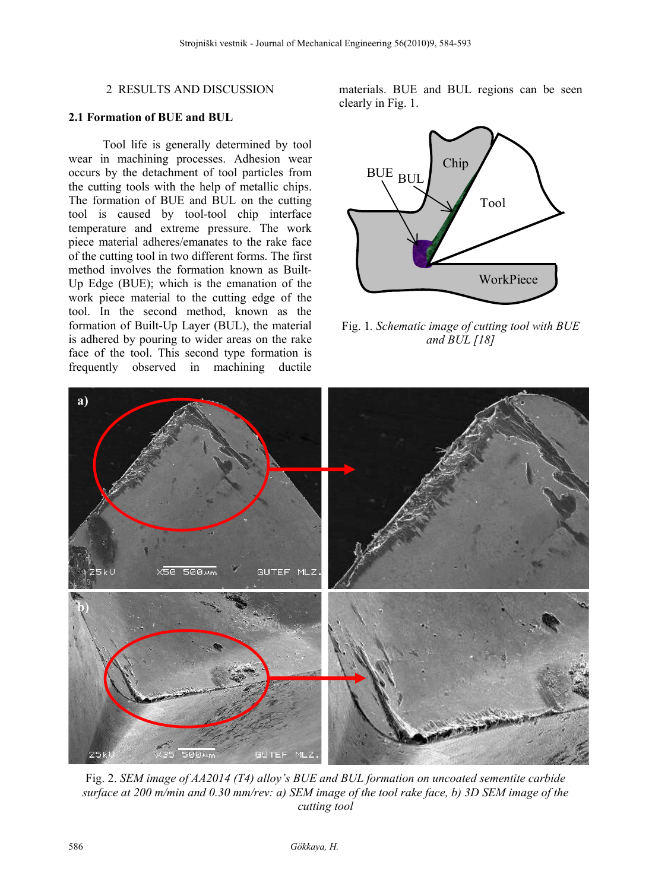## 2 RESULTS AND DISCUSSION

### 2.1 Formation of BUE and BUL

Tool life is generally determined by tool wear in machining processes. Adhesion wear occurs by the detachment of tool particles from the cutting tools with the help of metallic chips. The formation of BUE and BUL on the cutting tool is caused by tool-tool chip interface temperature and extreme pressure. The work piece material adheres/emanates to the rake face of the cutting tool in two different forms. The first method involves the formation known as Built-Up Edge (BUE); which is the emanation of the work piece material to the cutting edge of the tool. In the second method, known as the formation of Built-Up Layer (BUL), the material is adhered by pouring to wider areas on the rake face of the tool. This second type formation is frequently observed in machining ductile materials. BUE and BUL regions can be seen clearly in Fig. 1.

Fig. 1. *Schematic image of cutting tool with BUE and BUL [18]*

Fig. 2. *SEM image of AA2014 (T4) alloy's BUE and BUL formation on uncoated sementite carbide surface at 200 m/min and 0.30 mm/rev: a) SEM image of the tool rake face, b) 3D SEM image of the cutting tool*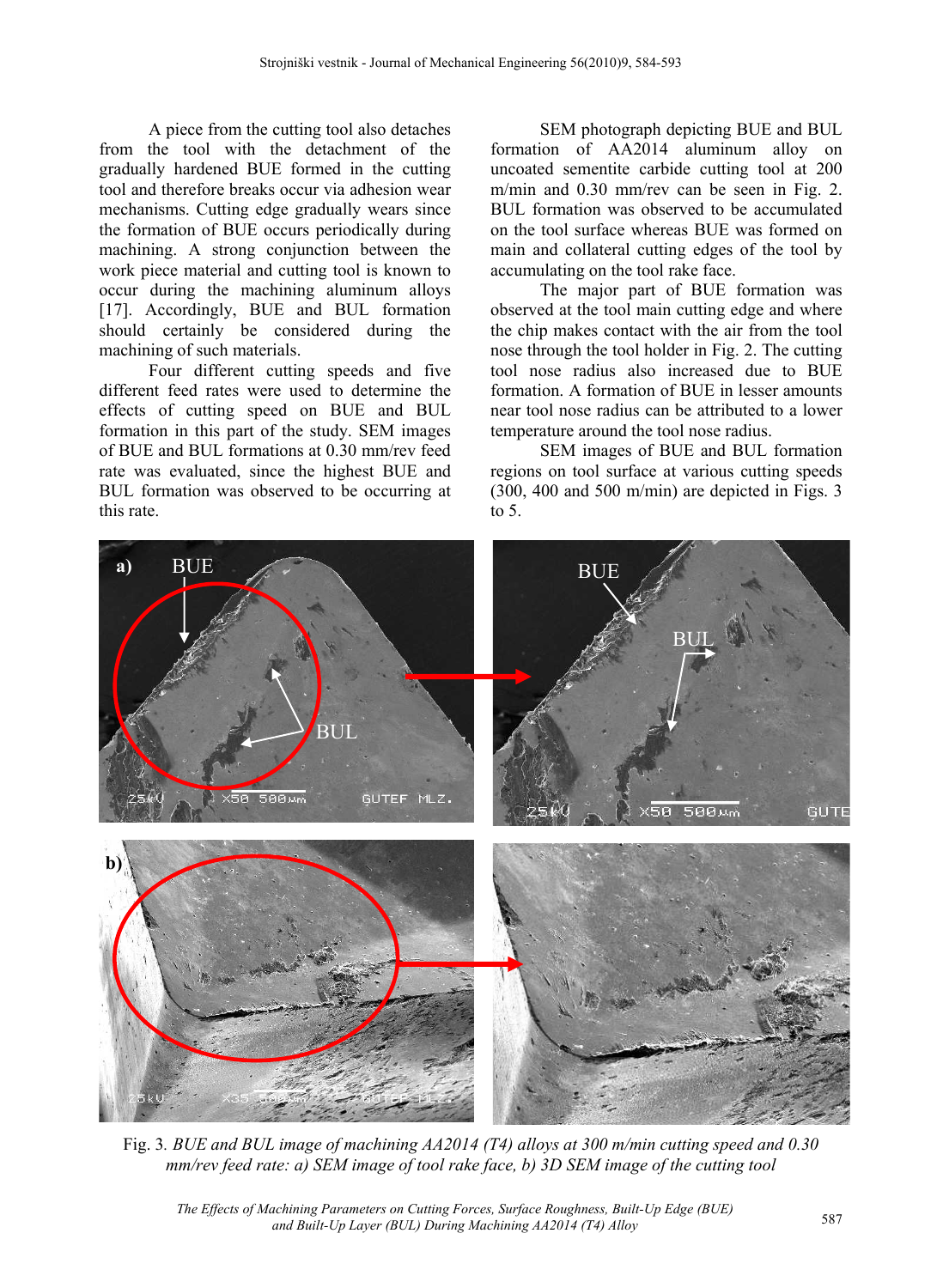A piece from the cutting tool also detaches from the tool with the detachment of the gradually hardened BUE formed in the cutting tool and therefore breaks occur via adhesion wear mechanisms. Cutting edge gradually wears since the formation of BUE occurs periodically during machining. A strong conjunction between the work piece material and cutting tool is known to occur during the machining aluminum alloys [17]. Accordingly, BUE and BUL formation should certainly be considered during the machining of such materials.

Four different cutting speeds and five different feed rates were used to determine the effects of cutting speed on BUE and BUL formation in this part of the study. SEM images of BUE and BUL formations at 0.30 mm/rev feed rate was evaluated, since the highest BUE and BUL formation was observed to be occurring at this rate.

SEM photograph depicting BUE and BUL formation of AA2014 aluminum alloy on uncoated sementite carbide cutting tool at 200 m/min and 0.30 mm/rev can be seen in Fig. 2. BUL formation was observed to be accumulated on the tool surface whereas BUE was formed on main and collateral cutting edges of the tool by accumulating on the tool rake face.

The major part of BUE formation was observed at the tool main cutting edge and where the chip makes contact with the air from the tool nose through the tool holder in Fig. 2. The cutting tool nose radius also increased due to BUE formation. A formation of BUE in lesser amounts near tool nose radius can be attributed to a lower temperature around the tool nose radius.

SEM images of BUE and BUL formation regions on tool surface at various cutting speeds (300, 400 and 500 m/min) are depicted in Figs. 3 to 5.

Fig. 3. *BUE and BUL image of machining AA2014 (T4) alloys at 300 m/min cutting speed and 0.30 mm/rev feed rate: a) SEM image of tool rake face, b) 3D SEM image of the cutting tool*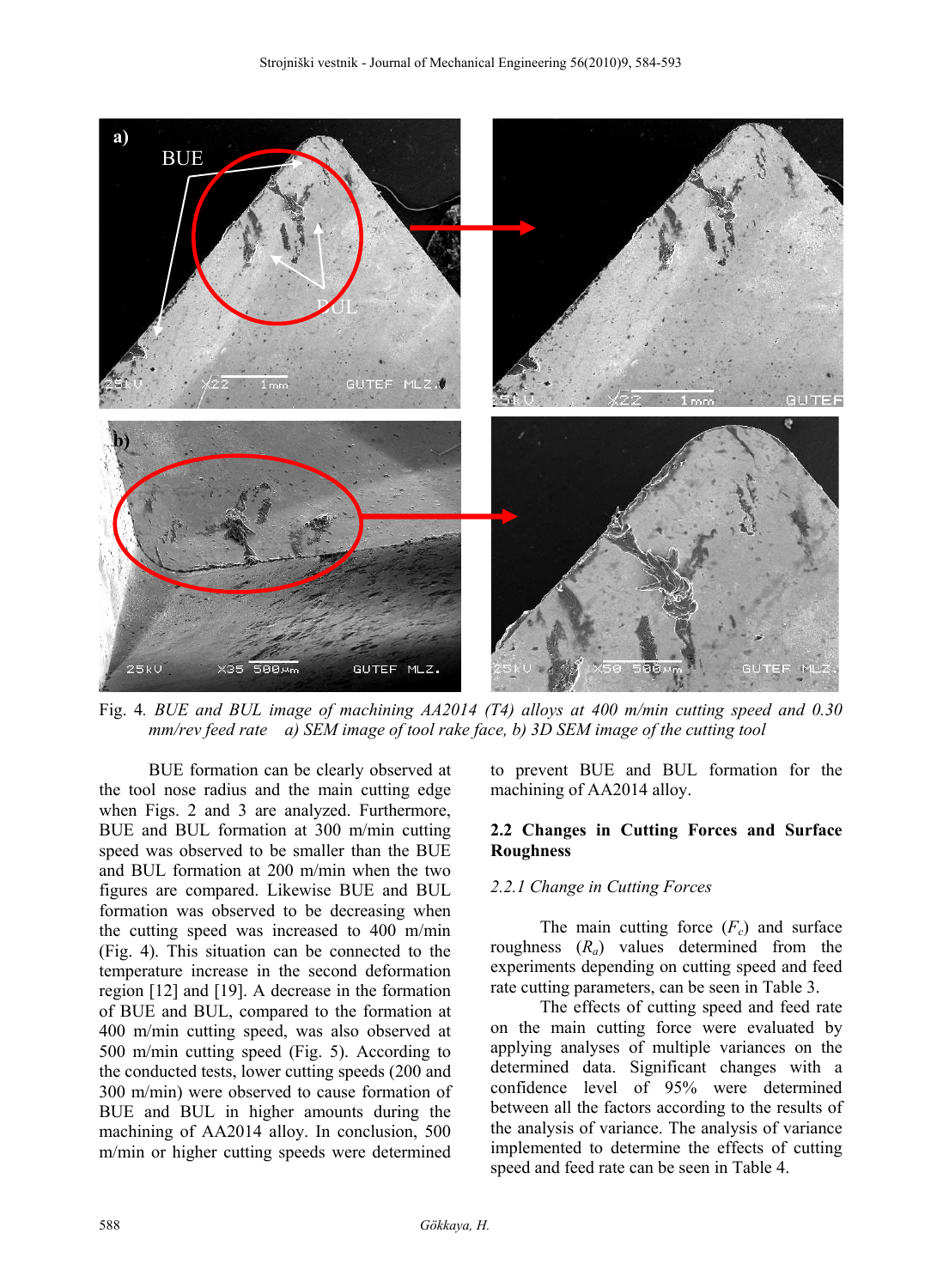Fig. 4. *BUE and BUL image of machining AA2014 (T4) alloys at 400 m/min cutting speed and 0.30 mm/rev feed rate a) SEM image of tool rake face, b) 3D SEM image of the cutting tool*

BUE formation can be clearly observed at the tool nose radius and the main cutting edge when Figs. 2 and 3 are analyzed. Furthermore, BUE and BUL formation at 300 m/min cutting speed was observed to be smaller than the BUE and BUL formation at 200 m/min when the two figures are compared. Likewise BUE and BUL formation was observed to be decreasing when the cutting speed was increased to 400 m/min (Fig. 4). This situation can be connected to the temperature increase in the second deformation region [12] and [19]. A decrease in the formation of BUE and BUL, compared to the formation at 400 m/min cutting speed, was also observed at 500 m/min cutting speed (Fig. 5). According to the conducted tests, lower cutting speeds (200 and 300 m/min) were observed to cause formation of BUE and BUL in higher amounts during the machining of AA2014 alloy. In conclusion, 500 m/min or higher cutting speeds were determined to prevent BUE and BUL formation for the machining of AA2014 alloy.

### 2.2 Changes in Cutting Forces and Surface Roughness

#### *2.2.1 Change in Cutting Forces*

The main cutting force ($F_c$) and surface roughness ($R_a$) values determined from the experiments depending on cutting speed and feed rate cutting parameters, can be seen in Table 3.

The effects of cutting speed and feed rate on the main cutting force were evaluated by applying analyses of multiple variances on the determined data. Significant changes with a confidence level of 95% were determined between all the factors according to the results of the analysis of variance. The analysis of variance implemented to determine the effects of cutting speed and feed rate can be seen in Table 4.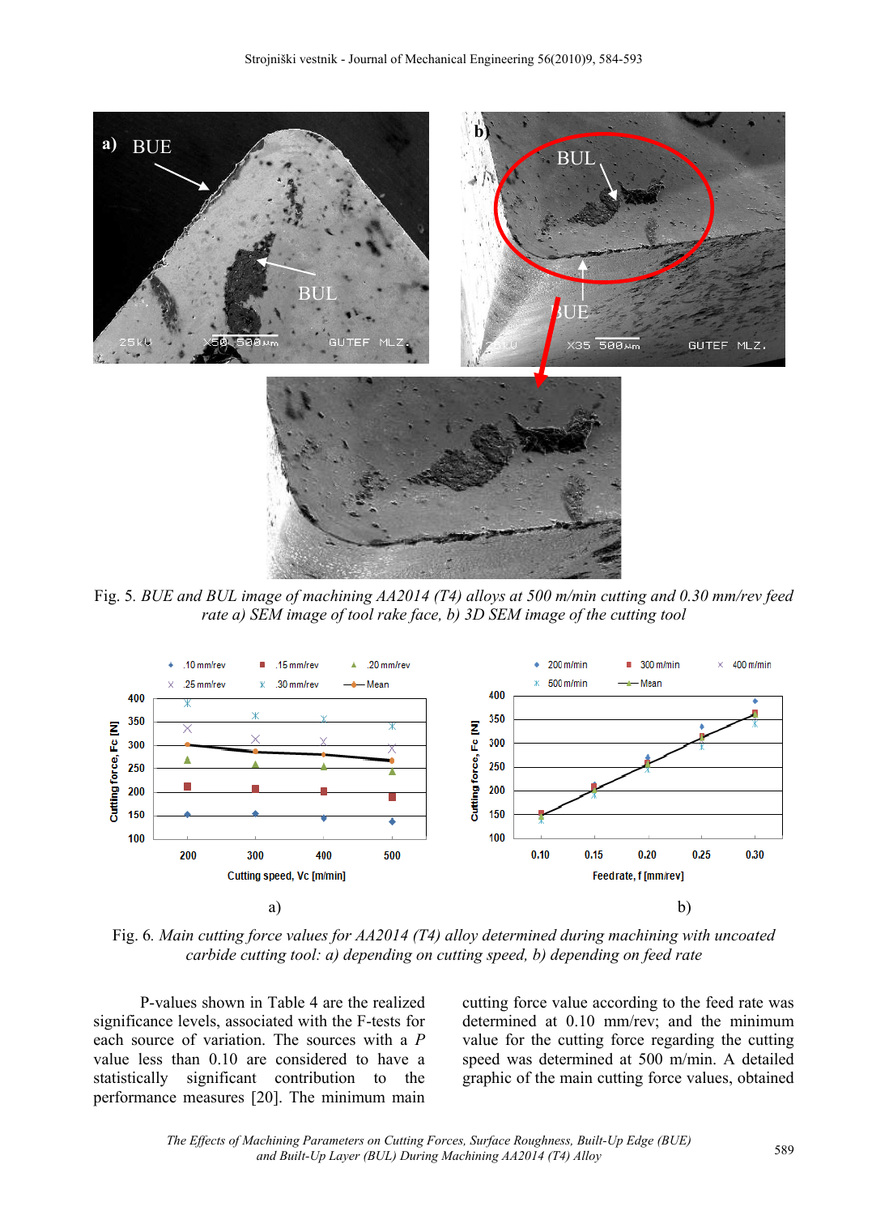Fig. 5. *BUE and BUL image of machining AA2014 (T4) alloys at 500 m/min cutting and 0.30 mm/rev feed rate a) SEM image of tool rake face, b) 3D SEM image of the cutting tool*

Fig. 6. *Main cutting force values for AA2014 (T4) alloy determined during machining with uncoated carbide cutting tool: a) depending on cutting speed, b) depending on feed rate*

P-values shown in Table 4 are the realized significance levels, associated with the F-tests for each source of variation. The sources with a *P* value less than 0.10 are considered to have a statistically significant contribution to the performance measures [20]. The minimum main cutting force value according to the feed rate was determined at 0.10 mm/rev; and the minimum value for the cutting force regarding the cutting speed was determined at 500 m/min. A detailed graphic of the main cutting force values, obtained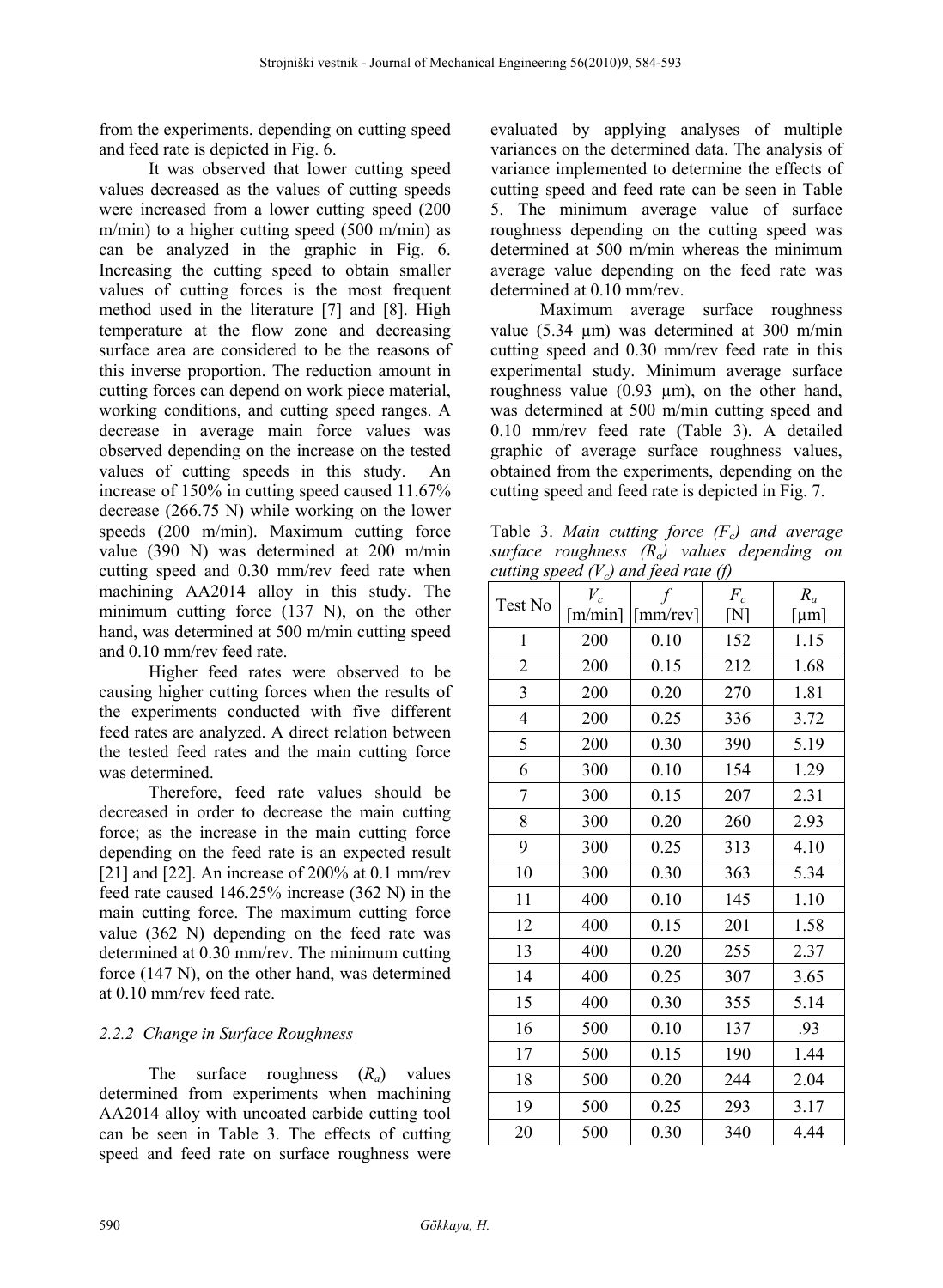from the experiments, depending on cutting speed and feed rate is depicted in Fig. 6.

It was observed that lower cutting speed values decreased as the values of cutting speeds were increased from a lower cutting speed (200 m/min) to a higher cutting speed (500 m/min) as can be analyzed in the graphic in Fig. 6. Increasing the cutting speed to obtain smaller values of cutting forces is the most frequent method used in the literature [7] and [8]. High temperature at the flow zone and decreasing surface area are considered to be the reasons of this inverse proportion. The reduction amount in cutting forces can depend on work piece material, working conditions, and cutting speed ranges. A decrease in average main force values was observed depending on the increase on the tested values of cutting speeds in this study. An increase of 150% in cutting speed caused 11.67% decrease (266.75 N) while working on the lower speeds (200 m/min). Maximum cutting force value (390 N) was determined at 200 m/min cutting speed and 0.30 mm/rev feed rate when machining AA2014 alloy in this study. The minimum cutting force (137 N), on the other hand, was determined at 500 m/min cutting speed and 0.10 mm/rev feed rate.

Higher feed rates were observed to be causing higher cutting forces when the results of the experiments conducted with five different feed rates are analyzed. A direct relation between the tested feed rates and the main cutting force was determined.

Therefore, feed rate values should be decreased in order to decrease the main cutting force; as the increase in the main cutting force depending on the feed rate is an expected result [21] and [22]. An increase of 200% at 0.1 mm/rev feed rate caused 146.25% increase (362 N) in the main cutting force. The maximum cutting force value (362 N) depending on the feed rate was determined at 0.30 mm/rev. The minimum cutting force (147 N), on the other hand, was determined at 0.10 mm/rev feed rate.

### 2.2.2 Change in Surface Roughness

The surface roughness ($R_a$) values determined from experiments when machining AA2014 alloy with uncoated carbide cutting tool can be seen in Table 3. The effects of cutting speed and feed rate on surface roughness were evaluated by applying analyses of multiple variances on the determined data. The analysis of variance implemented to determine the effects of cutting speed and feed rate can be seen in Table 5. The minimum average value of surface roughness depending on the cutting speed was determined at 500 m/min whereas the minimum average value depending on the feed rate was determined at 0.10 mm/rev.

Maximum average surface roughness value (5.34 μm) was determined at 300 m/min cutting speed and 0.30 mm/rev feed rate in this experimental study. Minimum average surface roughness value (0.93 μm), on the other hand, was determined at 500 m/min cutting speed and 0.10 mm/rev feed rate (Table 3). A detailed graphic of average surface roughness values, obtained from the experiments, depending on the cutting speed and feed rate is depicted in Fig. 7.

Table 3. *Main cutting force ($F_c$) and average surface roughness ($R_a$) values depending on cutting speed ($V_c$) and feed rate (f)*

| Test No | $V_c$ [m/min] | $f$ [mm/rev] | $F_c$ [N] | $R_a$ [μm] |
|---|---|---|---|---|
| 1 | 200 | 0.10 | 152 | 1.15 |
| 2 | 200 | 0.15 | 212 | 1.68 |
| 3 | 200 | 0.20 | 270 | 1.81 |
| 4 | 200 | 0.25 | 336 | 3.72 |
| 5 | 200 | 0.30 | 390 | 5.19 |
| 6 | 300 | 0.10 | 154 | 1.29 |
| 7 | 300 | 0.15 | 207 | 2.31 |
| 8 | 300 | 0.20 | 260 | 2.93 |
| 9 | 300 | 0.25 | 313 | 4.10 |
| 10 | 300 | 0.30 | 363 | 5.34 |
| 11 | 400 | 0.10 | 145 | 1.10 |
| 12 | 400 | 0.15 | 201 | 1.58 |
| 13 | 400 | 0.20 | 255 | 2.37 |
| 14 | 400 | 0.25 | 307 | 3.65 |
| 15 | 400 | 0.30 | 355 | 5.14 |
| 16 | 500 | 0.10 | 137 | .93 |
| 17 | 500 | 0.15 | 190 | 1.44 |
| 18 | 500 | 0.20 | 244 | 2.04 |
| 19 | 500 | 0.25 | 293 | 3.17 |
| 20 | 500 | 0.30 | 340 | 4.44 |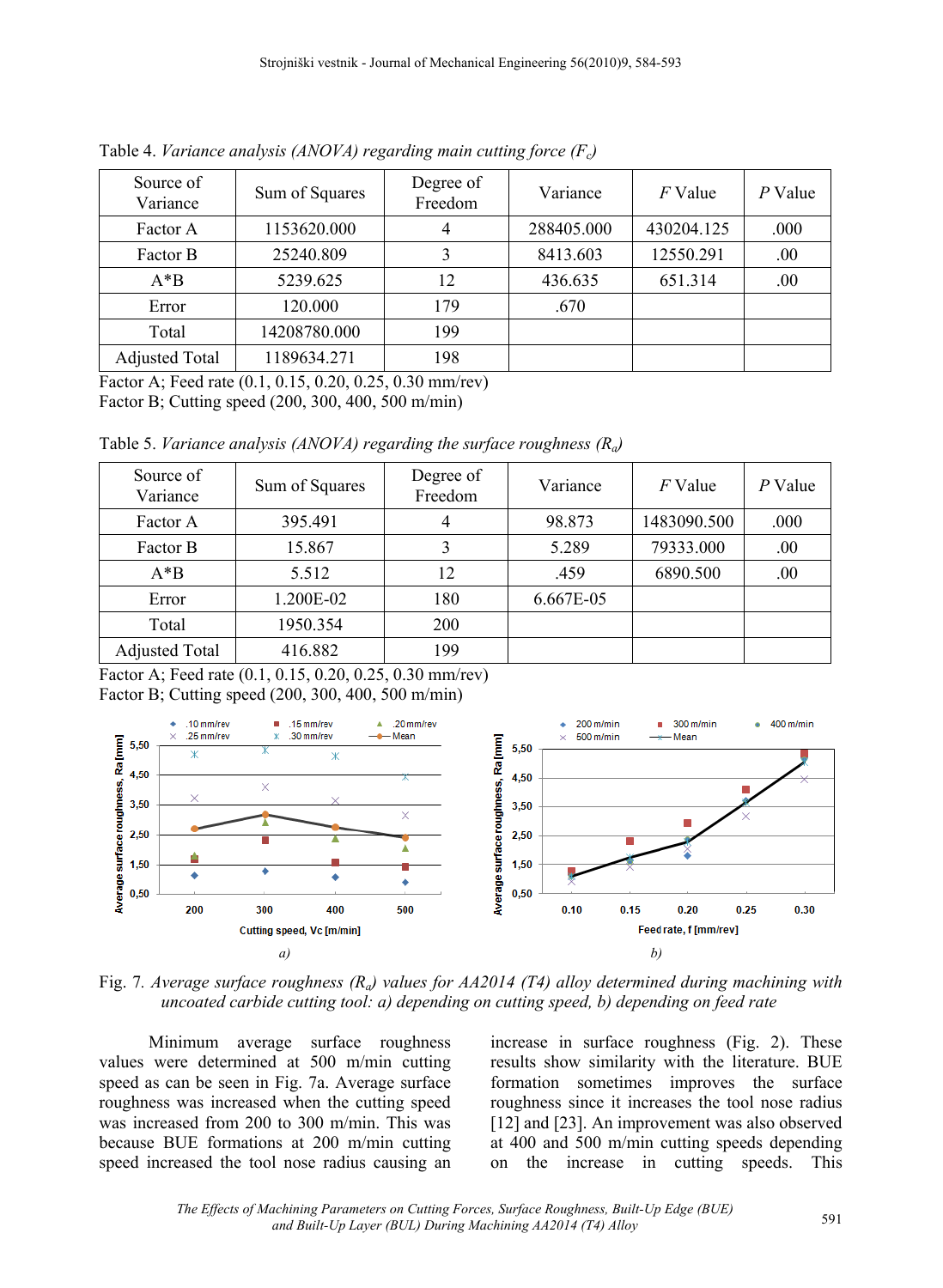Table 4. *Variance analysis (ANOVA) regarding main cutting force ($F_c$)*

| Source of Variance | Sum of Squares | Degree of Freedom | Variance | *F* Value | *P* Value |
|---|---|---|---|---|---|
| Factor A | 1153620.000 | 4 | 288405.000 | 430204.125 | .000 |
| Factor B | 25240.809 | 3 | 8413.603 | 12550.291 | .00 |
| A*B | 5239.625 | 12 | 436.635 | 651.314 | .00 |
| Error | 120.000 | 179 | .670 | | |
| Total | 14208780.000 | 199 | | | |
| Adjusted Total | 1189634.271 | 198 | | | |

Factor A; Feed rate (0.1, 0.15, 0.20, 0.25, 0.30 mm/rev)
Factor B; Cutting speed (200, 300, 400, 500 m/min)

Table 5. *Variance analysis (ANOVA) regarding the surface roughness ($R_a$)*

| Source of Variance | Sum of Squares | Degree of Freedom | Variance | *F* Value | *P* Value |
|---|---|---|---|---|---|
| Factor A | 395.491 | 4 | 98.873 | 1483090.500 | .000 |
| Factor B | 15.867 | 3 | 5.289 | 79333.000 | .00 |
| A*B | 5.512 | 12 | .459 | 6890.500 | .00 |
| Error | 1.200E-02 | 180 | 6.667E-05 | | |
| Total | 1950.354 | 200 | | | |
| Adjusted Total | 416.882 | 199 | | | |

Factor A; Feed rate (0.1, 0.15, 0.20, 0.25, 0.30 mm/rev)
Factor B; Cutting speed (200, 300, 400, 500 m/min)

Fig. 7. *Average surface roughness ($R_a$) values for AA2014 (T4) alloy determined during machining with uncoated carbide cutting tool: a) depending on cutting speed, b) depending on feed rate*

Minimum average surface roughness values were determined at 500 m/min cutting speed as can be seen in Fig. 7a. Average surface roughness was increased when the cutting speed was increased from 200 to 300 m/min. This was because BUE formations at 200 m/min cutting speed increased the tool nose radius causing an increase in surface roughness (Fig. 2). These results show similarity with the literature. BUE formation sometimes improves the surface roughness since it increases the tool nose radius [12] and [23]. An improvement was also observed at 400 and 500 m/min cutting speeds depending on the increase in cutting speeds. This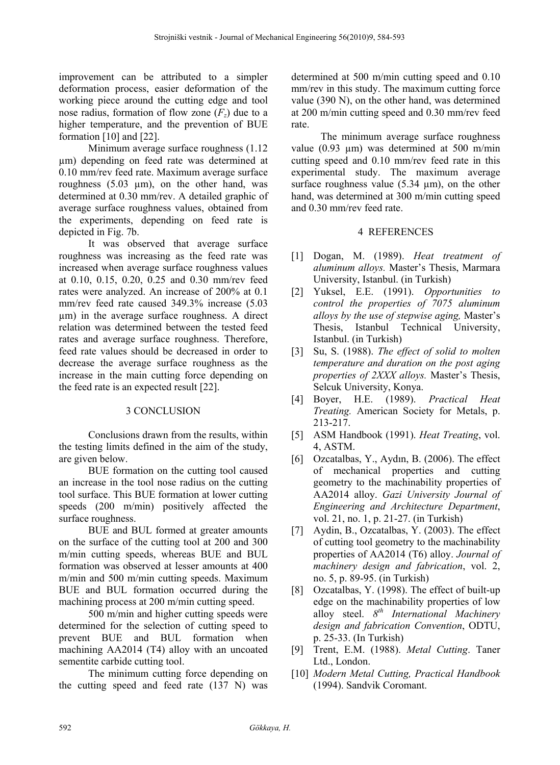improvement can be attributed to a simpler deformation process, easier deformation of the working piece around the cutting edge and tool nose radius, formation of flow zone ($F_z$) due to a higher temperature, and the prevention of BUE formation [10] and [22].

Minimum average surface roughness (1.12 µm) depending on feed rate was determined at 0.10 mm/rev feed rate. Maximum average surface roughness (5.03 µm), on the other hand, was determined at 0.30 mm/rev. A detailed graphic of average surface roughness values, obtained from the experiments, depending on feed rate is depicted in Fig. 7b.

It was observed that average surface roughness was increasing as the feed rate was increased when average surface roughness values at 0.10, 0.15, 0.20, 0.25 and 0.30 mm/rev feed rates were analyzed. An increase of 200% at 0.1 mm/rev feed rate caused 349.3% increase (5.03 µm) in the average surface roughness. A direct relation was determined between the tested feed rates and average surface roughness. Therefore, feed rate values should be decreased in order to decrease the average surface roughness as the increase in the main cutting force depending on the feed rate is an expected result [22].

## 3 CONCLUSION

Conclusions drawn from the results, within the testing limits defined in the aim of the study, are given below.

BUE formation on the cutting tool caused an increase in the tool nose radius on the cutting tool surface. This BUE formation at lower cutting speeds (200 m/min) positively affected the surface roughness.

BUE and BUL formed at greater amounts on the surface of the cutting tool at 200 and 300 m/min cutting speeds, whereas BUE and BUL formation was observed at lesser amounts at 400 m/min and 500 m/min cutting speeds. Maximum BUE and BUL formation occurred during the machining process at 200 m/min cutting speed.

500 m/min and higher cutting speeds were determined for the selection of cutting speed to prevent BUE and BUL formation when machining AA2014 (T4) alloy with an uncoated sementite carbide cutting tool.

The minimum cutting force depending on the cutting speed and feed rate (137 N) was determined at 500 m/min cutting speed and 0.10 mm/rev in this study. The maximum cutting force value (390 N), on the other hand, was determined at 200 m/min cutting speed and 0.30 mm/rev feed rate.

The minimum average surface roughness value (0.93 µm) was determined at 500 m/min cutting speed and 0.10 mm/rev feed rate in this experimental study. The maximum average surface roughness value (5.34 µm), on the other hand, was determined at 300 m/min cutting speed and 0.30 mm/rev feed rate.

## 4 REFERENCES

[1] Dogan, M. (1989). *Heat treatment of aluminum alloys.* Master's Thesis, Marmara University, Istanbul. (in Turkish)

[2] Yuksel, E.E. (1991). *Opportunities to control the properties of 7075 aluminum alloys by the use of stepwise aging,* Master's Thesis, Istanbul Technical University, Istanbul. (in Turkish)

[3] Su, S. (1988). *The effect of solid to molten temperature and duration on the post aging properties of 2XXX alloys.* Master's Thesis, Selcuk University, Konya.

[4] Boyer, H.E. (1989). *Practical Heat Treating.* American Society for Metals, p. 213-217.

[5] ASM Handbook (1991). *Heat Treating*, vol. 4, ASTM.

[6] Ozcatalbas, Y., Aydın, B. (2006). The effect of mechanical properties and cutting geometry to the machinability properties of AA2014 alloy. *Gazi University Journal of Engineering and Architecture Department*, vol. 21, no. 1, p. 21-27. (in Turkish)

[7] Aydin, B., Ozcatalbas, Y. (2003). The effect of cutting tool geometry to the machinability properties of AA2014 (T6) alloy. *Journal of machinery design and fabrication*, vol. 2, no. 5, p. 89-95. (in Turkish)

[8] Ozcatalbas, Y. (1998). The effect of built-up edge on the machinability properties of low alloy steel. *8th International Machinery design and fabrication Convention*, ODTU, p. 25-33. (In Turkish)

[9] Trent, E.M. (1988). *Metal Cutting*. Taner Ltd., London.

[10] *Modern Metal Cutting, Practical Handbook* (1994). Sandvik Coromant.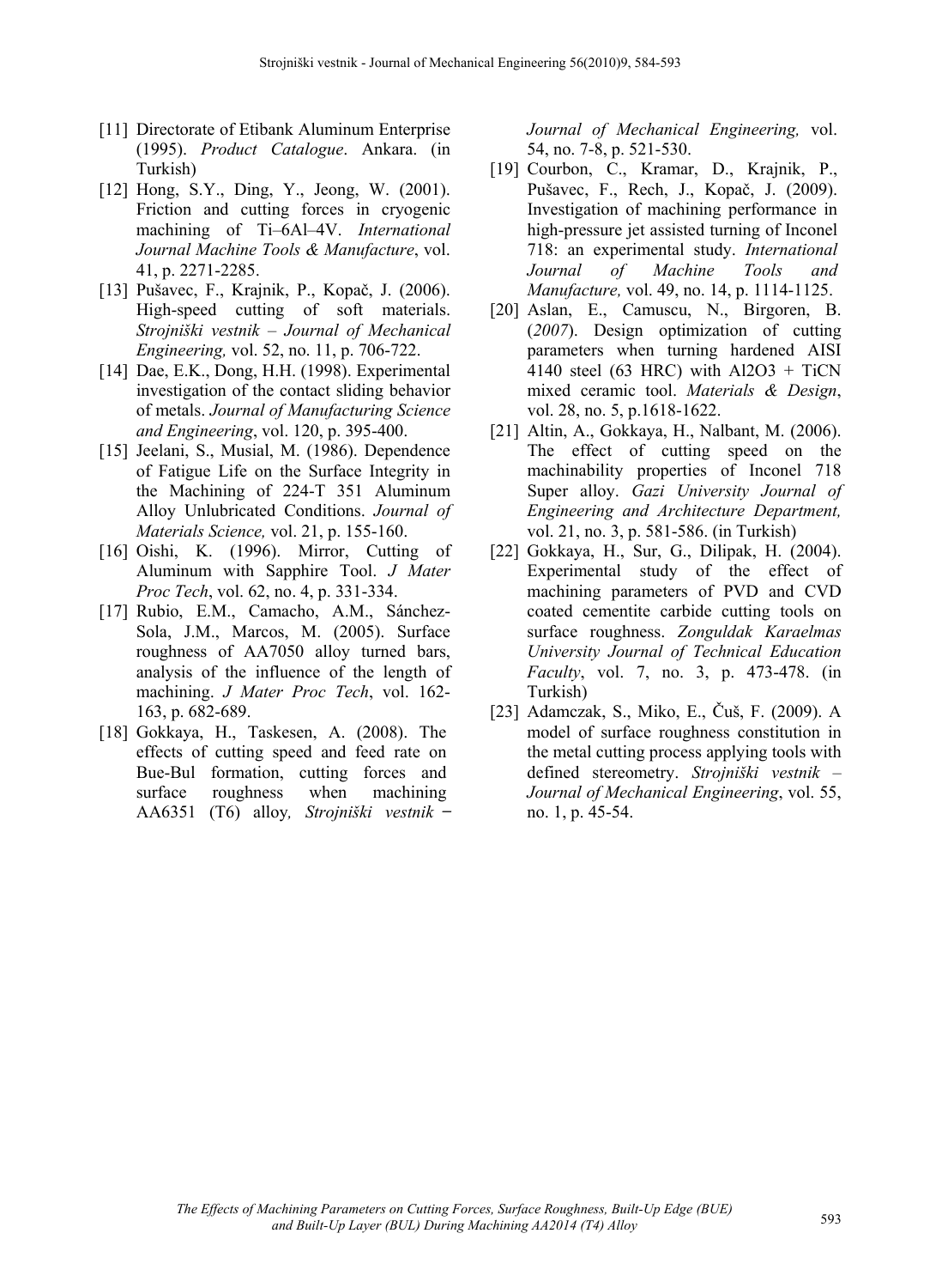[11] Directorate of Etibank Aluminum Enterprise (1995). *Product Catalogue*. Ankara. (in Turkish)

[12] Hong, S.Y., Ding, Y., Jeong, W. (2001). Friction and cutting forces in cryogenic machining of Ti–6Al–4V. *International Journal Machine Tools & Manufacture*, vol. 41, p. 2271-2285.

[13] Pušavec, F., Krajnik, P., Kopač, J. (2006). High-speed cutting of soft materials. *Strojniški vestnik – Journal of Mechanical Engineering,* vol. 52, no. 11, p. 706-722.

[14] Dae, E.K., Dong, H.H. (1998). Experimental investigation of the contact sliding behavior of metals. *Journal of Manufacturing Science and Engineering*, vol. 120, p. 395-400.

[15] Jeelani, S., Musial, M. (1986). Dependence of Fatigue Life on the Surface Integrity in the Machining of 224-T 351 Aluminum Alloy Unlubricated Conditions. *Journal of Materials Science,* vol. 21, p. 155-160.

[16] Oishi, K. (1996). Mirror, Cutting of Aluminum with Sapphire Tool. *J Mater Proc Tech*, vol. 62, no. 4, p. 331-334.

[17] Rubio, E.M., Camacho, A.M., Sánchez-Sola, J.M., Marcos, M. (2005). Surface roughness of AA7050 alloy turned bars, analysis of the influence of the length of machining. *J Mater Proc Tech*, vol. 162-163, p. 682-689.

[18] Gokkaya, H., Taskesen, A. (2008). The effects of cutting speed and feed rate on Bue-Bul formation, cutting forces and surface roughness when machining AA6351 (T6) alloy*, Strojniški vestnik – Journal of Mechanical Engineering,* vol. 54, no. 7-8, p. 521-530.

[19] Courbon, C., Kramar, D., Krajnik, P., Pušavec, F., Rech, J., Kopač, J. (2009). Investigation of machining performance in high-pressure jet assisted turning of Inconel 718: an experimental study. *International Journal of Machine Tools and Manufacture,* vol. 49, no. 14, p. 1114-1125.

[20] Aslan, E., Camuscu, N., Birgoren, B. (*2007*). Design optimization of cutting parameters when turning hardened AISI 4140 steel (63 HRC) with Al2O3 + TiCN mixed ceramic tool. *Materials & Design*, vol. 28, no. 5, p.1618-1622.

[21] Altin, A., Gokkaya, H., Nalbant, M. (2006). The effect of cutting speed on the machinability properties of Inconel 718 Super alloy. *Gazi University Journal of Engineering and Architecture Department,* vol. 21, no. 3, p. 581-586. (in Turkish)

[22] Gokkaya, H., Sur, G., Dilipak, H. (2004). Experimental study of the effect of machining parameters of PVD and CVD coated cementite carbide cutting tools on surface roughness. *Zonguldak Karaelmas University Journal of Technical Education Faculty*, vol. 7, no. 3, p. 473-478. (in Turkish)

[23] Adamczak, S., Miko, E., Čuš, F. (2009). A model of surface roughness constitution in the metal cutting process applying tools with defined stereometry. *Strojniški vestnik – Journal of Mechanical Engineering*, vol. 55, no. 1, p. 45-54.